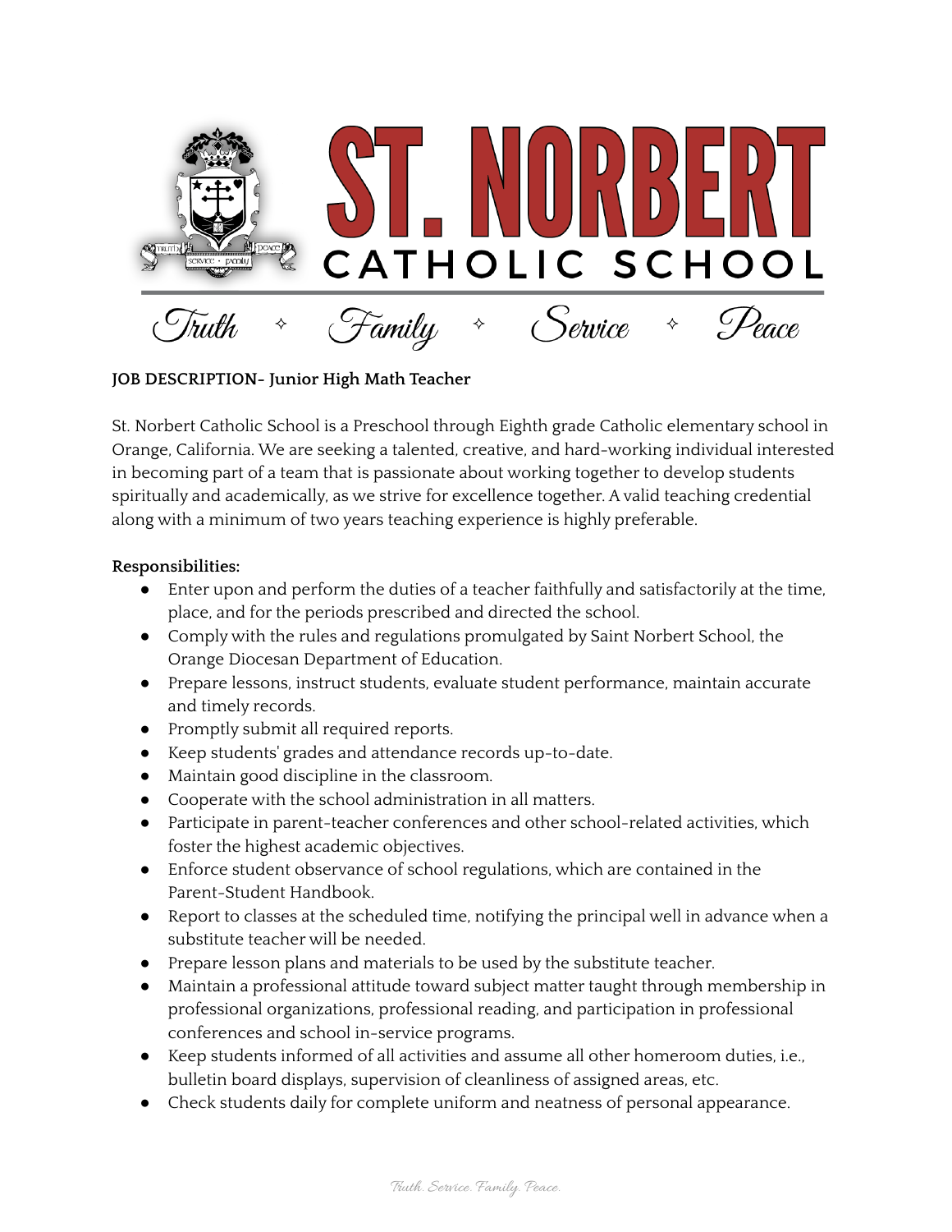# ST. NORBERT CATHOLIC SCHOOL

*Truth ✧ Family ✧ Service ✧ Peace*

**JOB DESCRIPTION- Junior High Math Teacher**

St. Norbert Catholic School is a Preschool through Eighth grade Catholic elementary school in Orange, California. We are seeking a talented, creative, and hard-working individual interested in becoming part of a team that is passionate about working together to develop students spiritually and academically, as we strive for excellence together. A valid teaching credential along with a minimum of two years teaching experience is highly preferable.

**Responsibilities:**

- Enter upon and perform the duties of a teacher faithfully and satisfactorily at the time, place, and for the periods prescribed and directed the school.
- Comply with the rules and regulations promulgated by Saint Norbert School, the Orange Diocesan Department of Education.
- Prepare lessons, instruct students, evaluate student performance, maintain accurate and timely records.
- Promptly submit all required reports.
- Keep students' grades and attendance records up-to-date.
- Maintain good discipline in the classroom.
- Cooperate with the school administration in all matters.
- Participate in parent-teacher conferences and other school-related activities, which foster the highest academic objectives.
- Enforce student observance of school regulations, which are contained in the Parent-Student Handbook.
- Report to classes at the scheduled time, notifying the principal well in advance when a substitute teacher will be needed.
- Prepare lesson plans and materials to be used by the substitute teacher.
- Maintain a professional attitude toward subject matter taught through membership in professional organizations, professional reading, and participation in professional conferences and school in-service programs.
- Keep students informed of all activities and assume all other homeroom duties, i.e., bulletin board displays, supervision of cleanliness of assigned areas, etc.
- Check students daily for complete uniform and neatness of personal appearance.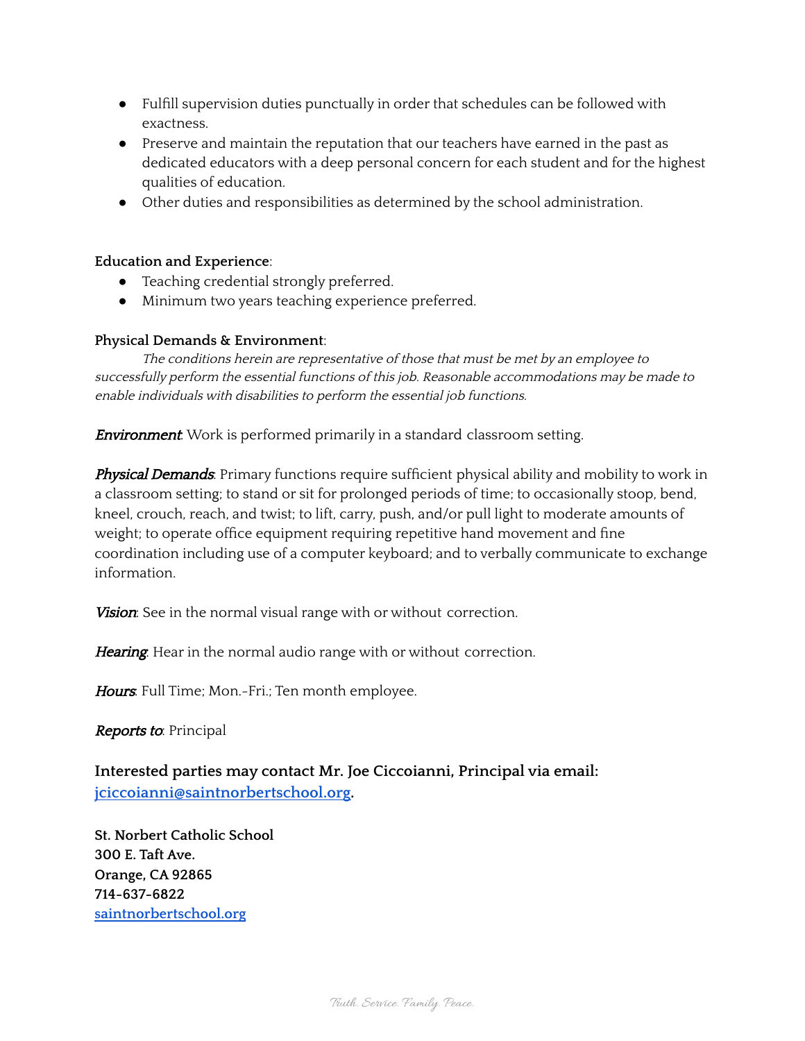- Fulfill supervision duties punctually in order that schedules can be followed with exactness.
- Preserve and maintain the reputation that our teachers have earned in the past as dedicated educators with a deep personal concern for each student and for the highest qualities of education.
- Other duties and responsibilities as determined by the school administration.

**Education and Experience**:

- Teaching credential strongly preferred.
- Minimum two years teaching experience preferred.

**Physical Demands & Environment**:

*The conditions herein are representative of those that must be met by an employee to successfully perform the essential functions of this job. Reasonable accommodations may be made to enable individuals with disabilities to perform the essential job functions.*

***Environment***: Work is performed primarily in a standard classroom setting.

***Physical Demands***: Primary functions require sufficient physical ability and mobility to work in a classroom setting; to stand or sit for prolonged periods of time; to occasionally stoop, bend, kneel, crouch, reach, and twist; to lift, carry, push, and/or pull light to moderate amounts of weight; to operate office equipment requiring repetitive hand movement and fine coordination including use of a computer keyboard; and to verbally communicate to exchange information.

***Vision***: See in the normal visual range with or without correction.

***Hearing***: Hear in the normal audio range with or without correction.

***Hours***: Full Time; Mon.-Fri.; Ten month employee.

***Reports to***: Principal

**Interested parties may contact Mr. Joe Ciccoianni, Principal via email: [jciccoianni@saintnorbertschool.org](mailto:jciccoianni@saintnorbertschool.org).**

**St. Norbert Catholic School**
**300 E. Taft Ave.**
**Orange, CA 92865**
**714-637-6822**
**[saintnorbertschool.org](http://saintnorbertschool.org)**